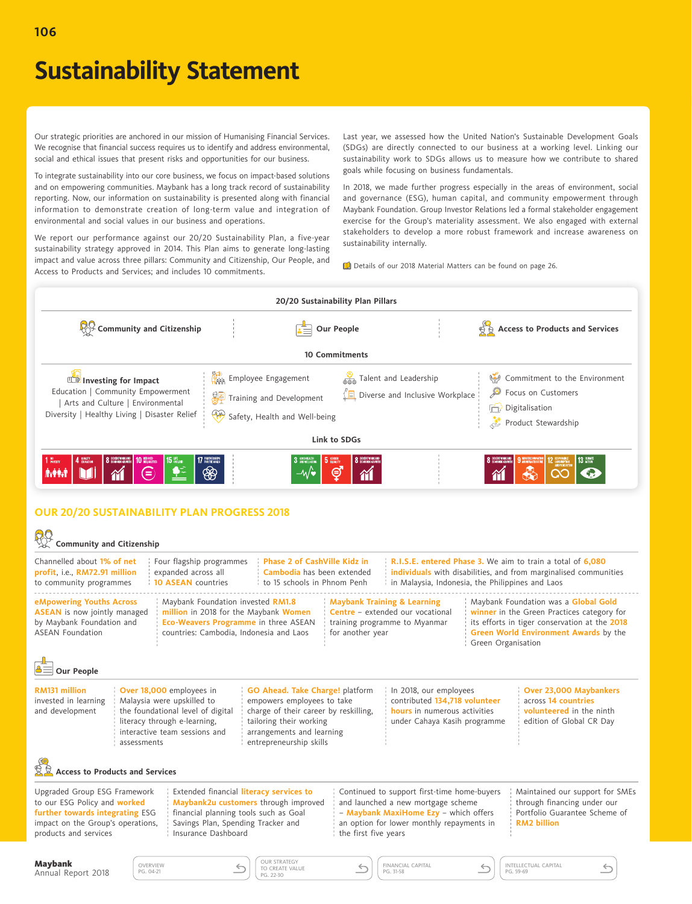# Sustainability Statement

Our strategic priorities are anchored in our mission of Humanising Financial Services. We recognise that financial success requires us to identify and address environmental, social and ethical issues that present risks and opportunities for our business.

To integrate sustainability into our core business, we focus on impact-based solutions and on empowering communities. Maybank has a long track record of sustainability reporting. Now, our information on sustainability is presented along with financial information to demonstrate creation of long-term value and integration of environmental and social values in our business and operations.

We report our performance against our 20/20 Sustainability Plan, a five-year sustainability strategy approved in 2014. This Plan aims to generate long-lasting impact and value across three pillars: Community and Citizenship, Our People, and Access to Products and Services; and includes 10 commitments.

Last year, we assessed how the United Nation's Sustainable Development Goals (SDGs) are directly connected to our business at a working level. Linking our sustainability work to SDGs allows us to measure how we contribute to shared goals while focusing on business fundamentals.

In 2018, we made further progress especially in the areas of environment, social and governance (ESG), human capital, and community empowerment through Maybank Foundation. Group Investor Relations led a formal stakeholder engagement exercise for the Group's materiality assessment. We also engaged with external stakeholders to develop a more robust framework and increase awareness on sustainability internally.

Details of our 2018 Material Matters can be found on page 26.

## 20/20 Sustainability Plan Pillars

| Community and Citizenship | Our People | | Access to Products and Services |
|---|---|---|---|
| **10 Commitments** | | | |
| **Investing for Impact**<br>Education \| Community Empowerment \| Arts and Culture \| Environmental Diversity \| Healthy Living \| Disaster Relief | Employee Engagement<br>Training and Development<br>Safety, Health and Well-being | Talent and Leadership<br>Diverse and Inclusive Workplace | Commitment to the Environment<br>Focus on Customers<br>Digitalisation<br>Product Stewardship |
| **Link to SDGs** | | | |
| 1 No Poverty, 4 Quality Education, 8 Decent Work and Economic Growth, 10 Reduced Inequalities, 15 Life on Land, 17 Partnerships for the Goals | 3 Good Health and Well-being, 5 Gender Equality, 8 Decent Work and Economic Growth | | 8 Decent Work and Economic Growth, 9 Industry, Innovation and Infrastructure, 12 Responsible Consumption and Production, 13 Climate Action |

## OUR 20/20 SUSTAINABILITY PLAN PROGRESS 2018

### Community and Citizenship

- Channelled about **1% of net profit**, i.e., **RM72.91 million** to community programmes
- Four flagship programmes expanded across all **10 ASEAN** countries
- **Phase 2 of CashVille Kidz in Cambodia** has been extended to 15 schools in Phnom Penh
- **R.I.S.E. entered Phase 3.** We aim to train a total of **6,080 individuals** with disabilities, and from marginalised communities in Malaysia, Indonesia, the Philippines and Laos
- **eMpowering Youths Across ASEAN** is now jointly managed by Maybank Foundation and ASEAN Foundation
- Maybank Foundation invested **RM1.8 million** in 2018 for the Maybank **Women Eco-Weavers Programme** in three ASEAN countries: Cambodia, Indonesia and Laos
- **Maybank Training & Learning Centre** – extended our vocational training programme to Myanmar for another year
- Maybank Foundation was a **Global Gold winner** in the Green Practices category for its efforts in tiger conservation at the **2018 Green World Environment Awards** by the Green Organisation

### Our People

- **RM131 million** invested in learning and development
- **Over 18,000** employees in Malaysia were upskilled to the foundational level of digital literacy through e-learning, interactive team sessions and assessments
- **GO Ahead. Take Charge!** platform empowers employees to take charge of their career by reskilling, tailoring their working arrangements and learning entrepreneurship skills
- In 2018, our employees contributed **134,718 volunteer hours** in numerous activities under Cahaya Kasih programme
- **Over 23,000 Maybankers** across **14 countries volunteered** in the ninth edition of Global CR Day

### Access to Products and Services

- Upgraded Group ESG Framework to our ESG Policy and **worked further towards integrating** ESG impact on the Group's operations, products and services
- Extended financial **literacy services to Maybank2u customers** through improved financial planning tools such as Goal Savings Plan, Spending Tracker and Insurance Dashboard
- Continued to support first-time home-buyers and launched a new mortgage scheme – **Maybank MaxiHome Ezy** – which offers an option for lower monthly repayments in the first five years
- Maintained our support for SMEs through financing under our Portfolio Guarantee Scheme of **RM2 billion**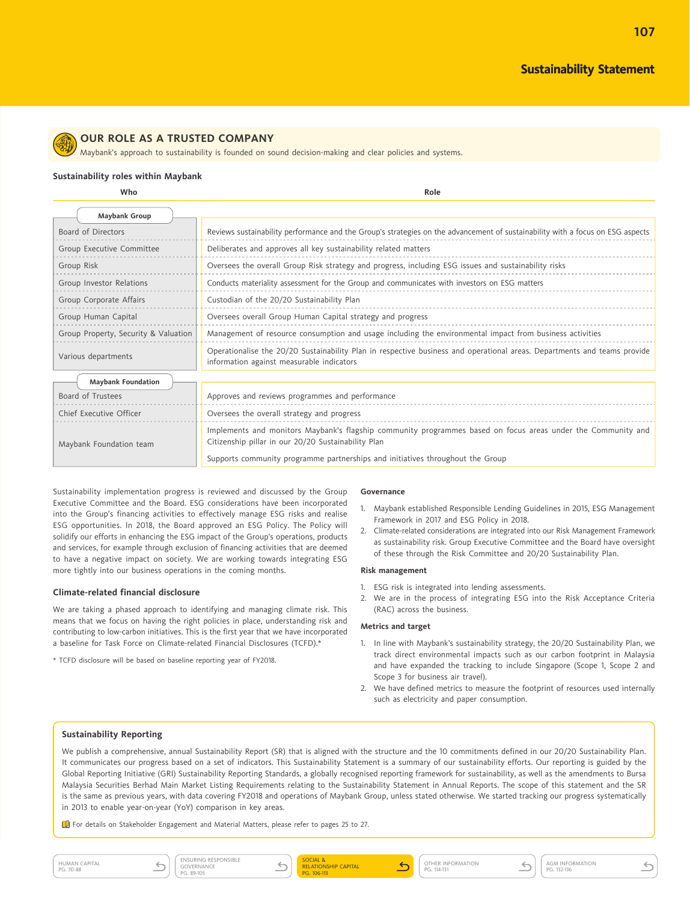## OUR ROLE AS A TRUSTED COMPANY

Maybank's approach to sustainability is founded on sound decision-making and clear policies and systems.

### Sustainability roles within Maybank

| Who | Role |
|---|---|
| **Maybank Group** | |
| Board of Directors | Reviews sustainability performance and the Group's strategies on the advancement of sustainability with a focus on ESG aspects |
| Group Executive Committee | Deliberates and approves all key sustainability related matters |
| Group Risk | Oversees the overall Group Risk strategy and progress, including ESG issues and sustainability risks |
| Group Investor Relations | Conducts materiality assessment for the Group and communicates with investors on ESG matters |
| Group Corporate Affairs | Custodian of the 20/20 Sustainability Plan |
| Group Human Capital | Oversees overall Group Human Capital strategy and progress |
| Group Property, Security & Valuation | Management of resource consumption and usage including the environmental impact from business activities |
| Various departments | Operationalise the 20/20 Sustainability Plan in respective business and operational areas. Departments and teams provide information against measurable indicators |
| **Maybank Foundation** | |
| Board of Trustees | Approves and reviews programmes and performance |
| Chief Executive Officer | Oversees the overall strategy and progress |
| Maybank Foundation team | Implements and monitors Maybank's flagship community programmes based on focus areas under the Community and Citizenship pillar in our 20/20 Sustainability Plan<br><br>Supports community programme partnerships and initiatives throughout the Group |

Sustainability implementation progress is reviewed and discussed by the Group Executive Committee and the Board. ESG considerations have been incorporated into the Group's financing activities to effectively manage ESG risks and realise ESG opportunities. In 2018, the Board approved an ESG Policy. The Policy will solidify our efforts in enhancing the ESG impact of the Group's operations, products and services, for example through exclusion of financing activities that are deemed to have a negative impact on society. We are working towards integrating ESG more tightly into our business operations in the coming months.

### Climate-related financial disclosure

We are taking a phased approach to identifying and managing climate risk. This means that we focus on having the right policies in place, understanding risk and contributing to low-carbon initiatives. This is the first year that we have incorporated a baseline for Task Force on Climate-related Financial Disclosures (TCFD).*

* TCFD disclosure will be based on baseline reporting year of FY2018.

**Governance**

1. Maybank established Responsible Lending Guidelines in 2015, ESG Management Framework in 2017 and ESG Policy in 2018.
2. Climate-related considerations are integrated into our Risk Management Framework as sustainability risk. Group Executive Committee and the Board have oversight of these through the Risk Committee and 20/20 Sustainability Plan.

**Risk management**

1. ESG risk is integrated into lending assessments.
2. We are in the process of integrating ESG into the Risk Acceptance Criteria (RAC) across the business.

**Metrics and target**

1. In line with Maybank's sustainability strategy, the 20/20 Sustainability Plan, we track direct environmental impacts such as our carbon footprint in Malaysia and have expanded the tracking to include Singapore (Scope 1, Scope 2 and Scope 3 for business air travel).
2. We have defined metrics to measure the footprint of resources used internally such as electricity and paper consumption.

### Sustainability Reporting

We publish a comprehensive, annual Sustainability Report (SR) that is aligned with the structure and the 10 commitments defined in our 20/20 Sustainability Plan. It communicates our progress based on a set of indicators. This Sustainability Statement is a summary of our sustainability efforts. Our reporting is guided by the Global Reporting Initiative (GRI) Sustainability Reporting Standards, a globally recognised reporting framework for sustainability, as well as the amendments to Bursa Malaysia Securities Berhad Main Market Listing Requirements relating to the Sustainability Statement in Annual Reports. The scope of this statement and the SR is the same as previous years, with data covering FY2018 and operations of Maybank Group, unless stated otherwise. We started tracking our progress systematically in 2013 to enable year-on-year (YoY) comparison in key areas.

For details on Stakeholder Engagement and Material Matters, please refer to pages 25 to 27.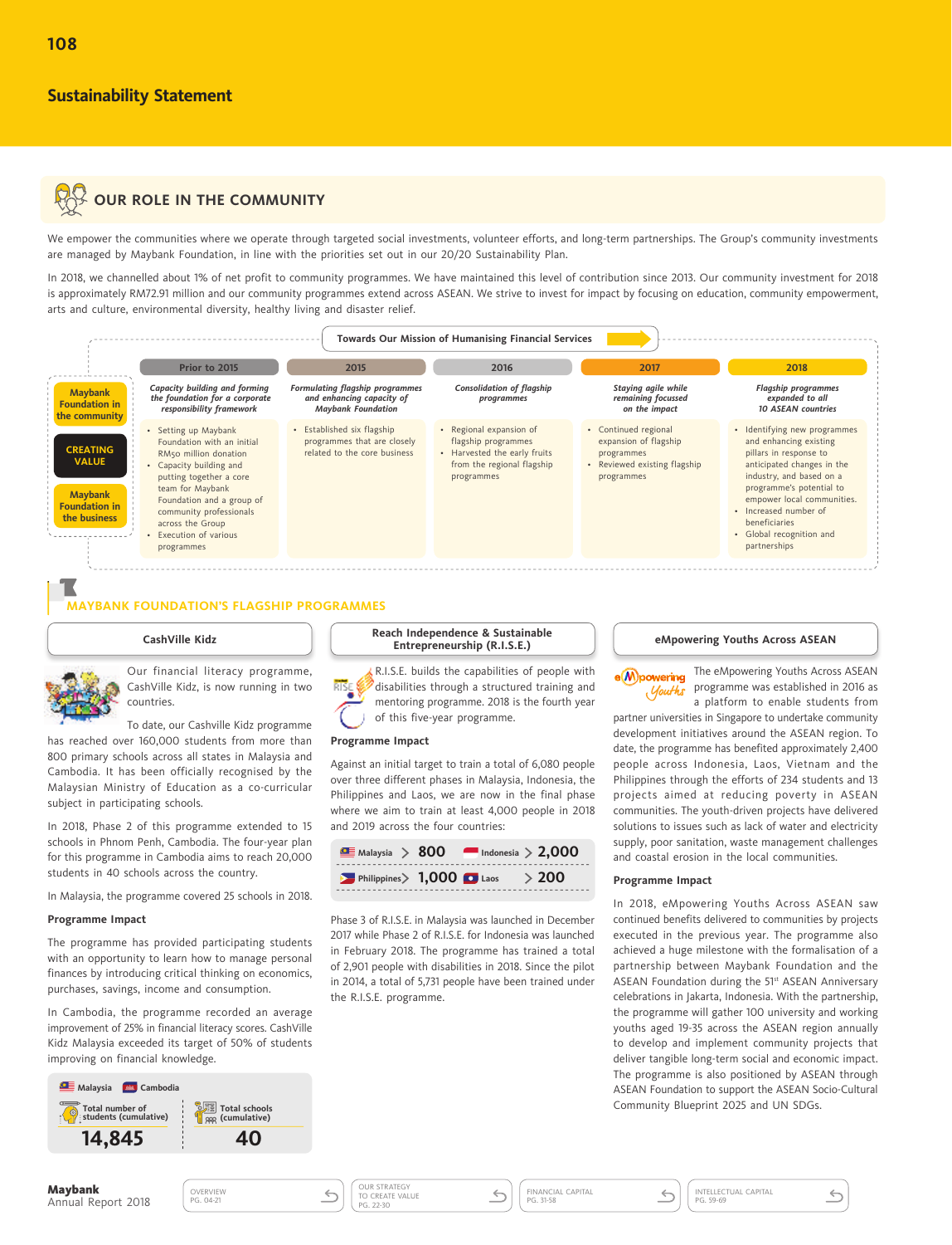## Sustainability Statement

### OUR ROLE IN THE COMMUNITY

We empower the communities where we operate through targeted social investments, volunteer efforts, and long-term partnerships. The Group's community investments are managed by Maybank Foundation, in line with the priorities set out in our 20/20 Sustainability Plan.

In 2018, we channelled about 1% of net profit to community programmes. We have maintained this level of contribution since 2013. Our community investment for 2018 is approximately RM72.91 million and our community programmes extend across ASEAN. We strive to invest for impact by focusing on education, community empowerment, arts and culture, environmental diversity, healthy living and disaster relief.

**Towards Our Mission of Humanising Financial Services**

Maybank Foundation in the community — CREATING VALUE — Maybank Foundation in the business

| Prior to 2015 | 2015 | 2016 | 2017 | 2018 |
|---|---|---|---|---|
| *Capacity building and forming the foundation for a corporate responsibility framework* | *Formulating flagship programmes and enhancing capacity of Maybank Foundation* | *Consolidation of flagship programmes* | *Staying agile while remaining focussed on the impact* | *Flagship programmes expanded to all 10 ASEAN countries* |
| • Setting up Maybank Foundation with an initial RM50 million donation<br>• Capacity building and putting together a core team for Maybank Foundation and a group of community professionals across the Group<br>• Execution of various programmes | • Established six flagship programmes that are closely related to the core business | • Regional expansion of flagship programmes<br>• Harvested the early fruits from the regional flagship programmes | • Continued regional expansion of flagship programmes<br>• Reviewed existing flagship programmes | • Identifying new programmes and enhancing existing pillars in response to anticipated changes in the industry, and based on a programme's potential to empower local communities.<br>• Increased number of beneficiaries<br>• Global recognition and partnerships |

### MAYBANK FOUNDATION'S FLAGSHIP PROGRAMMES

#### CashVille Kidz

Our financial literacy programme, CashVille Kidz, is now running in two countries.

To date, our Cashville Kidz programme has reached over 160,000 students from more than 800 primary schools across all states in Malaysia and Cambodia. It has been officially recognised by the Malaysian Ministry of Education as a co-curricular subject in participating schools.

In 2018, Phase 2 of this programme extended to 15 schools in Phnom Penh, Cambodia. The four-year plan for this programme in Cambodia aims to reach 20,000 students in 40 schools across the country.

In Malaysia, the programme covered 25 schools in 2018.

**Programme Impact**

The programme has provided participating students with an opportunity to learn how to manage personal finances by introducing critical thinking on economics, purchases, savings, income and consumption.

In Cambodia, the programme recorded an average improvement of 25% in financial literacy scores. CashVille Kidz Malaysia exceeded its target of 50% of students improving on financial knowledge.

Malaysia | Cambodia

| Total number of students (cumulative) | Total schools (cumulative) |
|---|---|
| 14,845 | 40 |

#### Reach Independence & Sustainable Entrepreneurship (R.I.S.E.)

R.I.S.E. builds the capabilities of people with disabilities through a structured training and mentoring programme. 2018 is the fourth year of this five-year programme.

**Programme Impact**

Against an initial target to train a total of 6,080 people over three different phases in Malaysia, Indonesia, the Philippines and Laos, we are now in the final phase where we aim to train at least 4,000 people in 2018 and 2019 across the four countries:

| Country | Target |
|---|---|
| Malaysia | 800 |
| Indonesia | 2,000 |
| Philippines | 1,000 |
| Laos | 200 |

Phase 3 of R.I.S.E. in Malaysia was launched in December 2017 while Phase 2 of R.I.S.E. for Indonesia was launched in February 2018. The programme has trained a total of 2,901 people with disabilities in 2018. Since the pilot in 2014, a total of 5,731 people have been trained under the R.I.S.E. programme.

#### eMpowering Youths Across ASEAN

The eMpowering Youths Across ASEAN programme was established in 2016 as a platform to enable students from partner universities in Singapore to undertake community development initiatives around the ASEAN region. To date, the programme has benefited approximately 2,400 people across Indonesia, Laos, Vietnam and the Philippines through the efforts of 234 students and 13 projects aimed at reducing poverty in ASEAN communities. The youth-driven projects have delivered solutions to issues such as lack of water and electricity supply, poor sanitation, waste management challenges and coastal erosion in the local communities.

**Programme Impact**

In 2018, eMpowering Youths Across ASEAN saw continued benefits delivered to communities by projects executed in the previous year. The programme also achieved a huge milestone with the formalisation of a partnership between Maybank Foundation and the ASEAN Foundation during the 51st ASEAN Anniversary celebrations in Jakarta, Indonesia. With the partnership, the programme will gather 100 university and working youths aged 19-35 across the ASEAN region annually to develop and implement community projects that deliver tangible long-term social and economic impact. The programme is also positioned by ASEAN through ASEAN Foundation to support the ASEAN Socio-Cultural Community Blueprint 2025 and UN SDGs.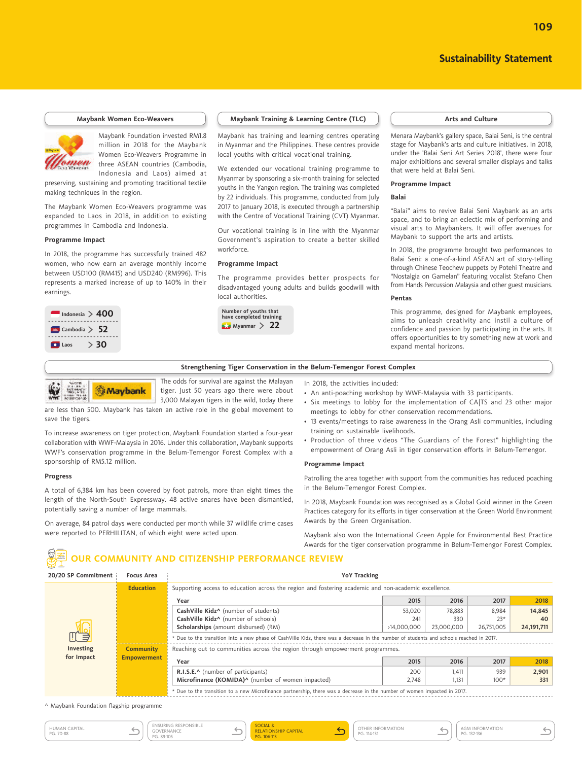## Maybank Women Eco-Weavers

Maybank Foundation invested RM1.8 million in 2018 for the Maybank Women Eco-Weavers Programme in three ASEAN countries (Cambodia, Indonesia and Laos) aimed at preserving, sustaining and promoting traditional textile making techniques in the region.

The Maybank Women Eco-Weavers programme was expanded to Laos in 2018, in addition to existing programmes in Cambodia and Indonesia.

### Programme Impact

In 2018, the programme has successfully trained 482 women, who now earn an average monthly income between USD100 (RM415) and USD240 (RM996). This represents a marked increase of up to 140% in their earnings.

| | |
|---|---|
| Indonesia | 400 |
| Cambodia | 52 |
| Laos | 30 |

## Maybank Training & Learning Centre (TLC)

Maybank has training and learning centres operating in Myanmar and the Philippines. These centres provide local youths with critical vocational training.

We extended our vocational training programme to Myanmar by sponsoring a six-month training for selected youths in the Yangon region. The training was completed by 22 individuals. This programme, conducted from July 2017 to January 2018, is executed through a partnership with the Centre of Vocational Training (CVT) Myanmar.

Our vocational training is in line with the Myanmar Government's aspiration to create a better skilled workforce.

### Programme Impact

The programme provides better prospects for disadvantaged young adults and builds goodwill with local authorities.

| Number of youths that have completed training | |
|---|---|
| Myanmar | 22 |

## Arts and Culture

Menara Maybank's gallery space, Balai Seni, is the central stage for Maybank's arts and culture initiatives. In 2018, under the 'Balai Seni Art Series 2018', there were four major exhibitions and several smaller displays and talks that were held at Balai Seni.

### Programme Impact

**Balai**

"Balai" aims to revive Balai Seni Maybank as an arts space, and to bring an eclectic mix of performing and visual arts to Maybankers. It will offer avenues for Maybank to support the arts and artists.

In 2018, the programme brought two performances to Balai Seni: a one-of-a-kind ASEAN art of story-telling through Chinese Teochew puppets by Potehi Theatre and "Nostalgia on Gamelan" featuring vocalist Stefano Chen from Hands Percussion Malaysia and other guest musicians.

**Pentas**

This programme, designed for Maybank employees, aims to unleash creativity and instil a culture of confidence and passion by participating in the arts. It offers opportunities to try something new at work and expand mental horizons.

## Strengthening Tiger Conservation in the Belum-Temengor Forest Complex

The odds for survival are against the Malayan tiger. Just 50 years ago there were about 3,000 Malayan tigers in the wild, today there are less than 500. Maybank has taken an active role in the global movement to save the tigers.

To increase awareness on tiger protection, Maybank Foundation started a four-year collaboration with WWF-Malaysia in 2016. Under this collaboration, Maybank supports WWF's conservation programme in the Belum-Temengor Forest Complex with a sponsorship of RM5.12 million.

### Progress

A total of 6,384 km has been covered by foot patrols, more than eight times the length of the North-South Expressway. 48 active snares have been dismantled, potentially saving a number of large mammals.

On average, 84 patrol days were conducted per month while 37 wildlife crime cases were reported to PERHILITAN, of which eight were acted upon.

In 2018, the activities included:

- An anti-poaching workshop by WWF-Malaysia with 33 participants.
- Six meetings to lobby for the implementation of CA|TS and 23 other major meetings to lobby for other conservation recommendations.
- 13 events/meetings to raise awareness in the Orang Asli communities, including training on sustainable livelihoods.
- Production of three videos "The Guardians of the Forest" highlighting the empowerment of Orang Asli in tiger conservation efforts in Belum-Temengor.

### Programme Impact

Patrolling the area together with support from the communities has reduced poaching in the Belum-Temengor Forest Complex.

In 2018, Maybank Foundation was recognised as a Global Gold winner in the Green Practices category for its efforts in tiger conservation at the Green World Environment Awards by the Green Organisation.

Maybank also won the International Green Apple for Environmental Best Practice Awards for the tiger conservation programme in Belum-Temengor Forest Complex.

## OUR COMMUNITY AND CITIZENSHIP PERFORMANCE REVIEW

| 20/20 SP Commitment | Focus Area | YoY Tracking | | | | |
|---|---|---|---|---|---|---|
| Investing for Impact | Education | Supporting access to education across the region and fostering academic and non-academic excellence. | | | | |
| | | Year | 2015 | 2016 | 2017 | 2018 |
| | | **CashVille Kidz^** (number of students) | 53,020 | 78,883 | 8,984 | **14,845** |
| | | **CashVille Kidz^** (number of schools) | 241 | 330 | 23* | **40** |
| | | **Scholarships** (amount disbursed) (RM) | >14,000,000 | 23,000,000 | 26,751,005 | **24,191,711** |
| | | * Due to the transition into a new phase of CashVille Kidz, there was a decrease in the number of students and schools reached in 2017. | | | | |
| | Community Empowerment | Reaching out to communities across the region through empowerment programmes. | | | | |
| | | Year | 2015 | 2016 | 2017 | 2018 |
| | | **R.I.S.E.^** (number of participants) | 200 | 1,411 | 939 | **2,901** |
| | | **Microfinance (KOMIDA)^** (number of women impacted) | 2,748 | 1,131 | 100* | **331** |
| | | * Due to the transition to a new Microfinance partnership, there was a decrease in the number of women impacted in 2017. | | | | |

^ Maybank Foundation flagship programme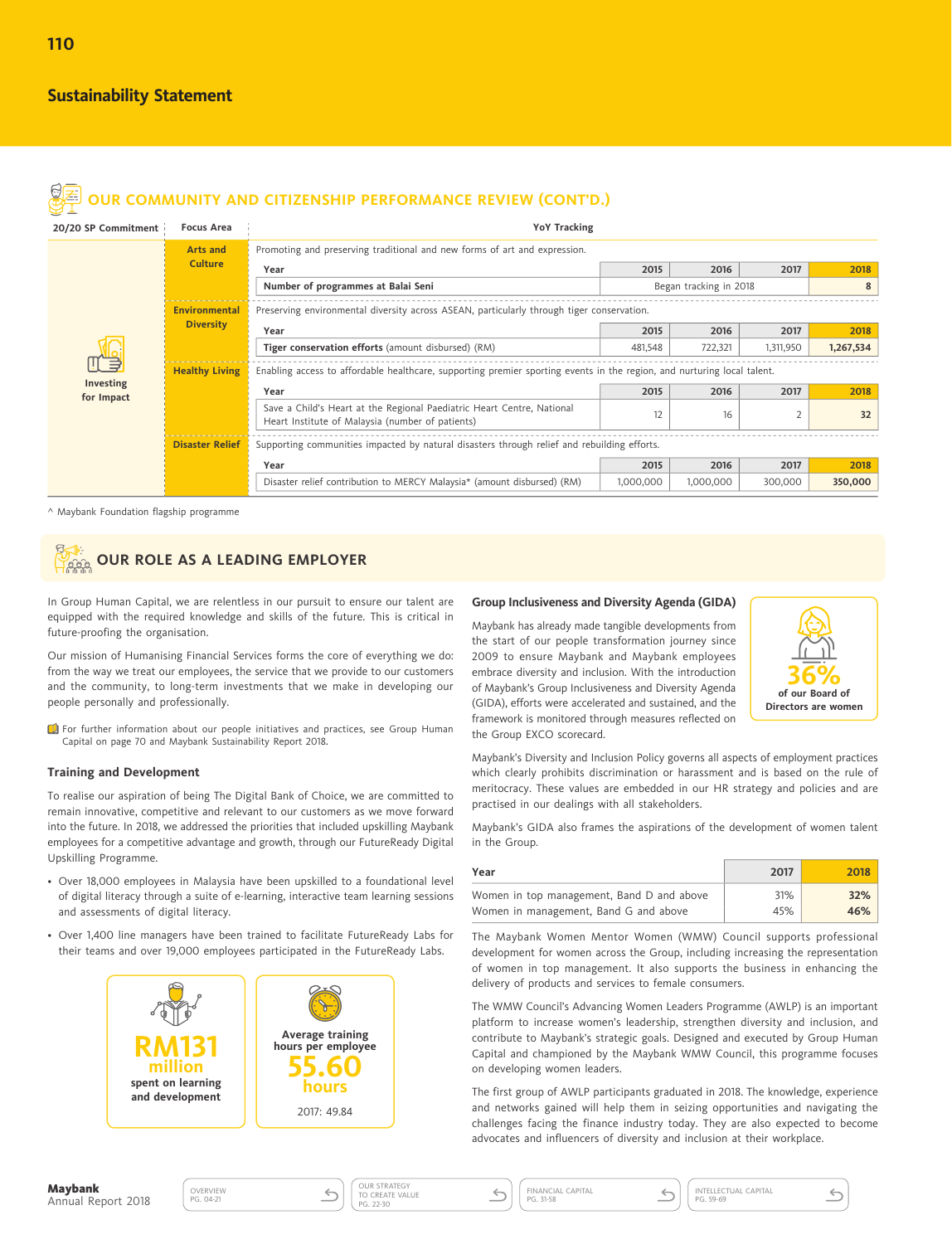## Sustainability Statement

### OUR COMMUNITY AND CITIZENSHIP PERFORMANCE REVIEW (CONT'D.)

| 20/20 SP Commitment | Focus Area | YoY Tracking | | | | |
|---|---|---|---|---|---|---|
| Investing for Impact | Arts and Culture | Promoting and preserving traditional and new forms of art and expression. | | | | |
| | | Year | 2015 | 2016 | 2017 | 2018 |
| | | Number of programmes at Balai Seni | Began tracking in 2018 | | | 8 |
| | Environmental Diversity | Preserving environmental diversity across ASEAN, particularly through tiger conservation. | | | | |
| | | Year | 2015 | 2016 | 2017 | 2018 |
| | | Tiger conservation efforts (amount disbursed) (RM) | 481,548 | 722,321 | 1,311,950 | 1,267,534 |
| | Healthy Living | Enabling access to affordable healthcare, supporting premier sporting events in the region, and nurturing local talent. | | | | |
| | | Year | 2015 | 2016 | 2017 | 2018 |
| | | Save a Child's Heart at the Regional Paediatric Heart Centre, National Heart Institute of Malaysia (number of patients) | 12 | 16 | 2 | 32 |
| | Disaster Relief | Supporting communities impacted by natural disasters through relief and rebuilding efforts. | | | | |
| | | Year | 2015 | 2016 | 2017 | 2018 |
| | | Disaster relief contribution to MERCY Malaysia* (amount disbursed) (RM) | 1,000,000 | 1,000,000 | 300,000 | 350,000 |

^ Maybank Foundation flagship programme

### OUR ROLE AS A LEADING EMPLOYER

In Group Human Capital, we are relentless in our pursuit to ensure our talent are equipped with the required knowledge and skills of the future. This is critical in future-proofing the organisation.

Our mission of Humanising Financial Services forms the core of everything we do: from the way we treat our employees, the service that we provide to our customers and the community, to long-term investments that we make in developing our people personally and professionally.

For further information about our people initiatives and practices, see Group Human Capital on page 70 and Maybank Sustainability Report 2018.

#### Training and Development

To realise our aspiration of being The Digital Bank of Choice, we are committed to remain innovative, competitive and relevant to our customers as we move forward into the future. In 2018, we addressed the priorities that included upskilling Maybank employees for a competitive advantage and growth, through our FutureReady Digital Upskilling Programme.

- Over 18,000 employees in Malaysia have been upskilled to a foundational level of digital literacy through a suite of e-learning, interactive team learning sessions and assessments of digital literacy.
- Over 1,400 line managers have been trained to facilitate FutureReady Labs for their teams and over 19,000 employees participated in the FutureReady Labs.

**RM131 million** spent on learning and development

Average training hours per employee **55.60 hours**
2017: 49.84

#### Group Inclusiveness and Diversity Agenda (GIDA)

Maybank has already made tangible developments from the start of our people transformation journey since 2009 to ensure Maybank and Maybank employees embrace diversity and inclusion. With the introduction of Maybank's Group Inclusiveness and Diversity Agenda (GIDA), efforts were accelerated and sustained, and the framework is monitored through measures reflected on the Group EXCO scorecard.

**36%** of our Board of Directors are women

Maybank's Diversity and Inclusion Policy governs all aspects of employment practices which clearly prohibits discrimination or harassment and is based on the rule of meritocracy. These values are embedded in our HR strategy and policies and are practised in our dealings with all stakeholders.

Maybank's GIDA also frames the aspirations of the development of women talent in the Group.

| Year | 2017 | 2018 |
|---|---|---|
| Women in top management, Band D and above | 31% | 32% |
| Women in management, Band G and above | 45% | 46% |

The Maybank Women Mentor Women (WMW) Council supports professional development for women across the Group, including increasing the representation of women in top management. It also supports the business in enhancing the delivery of products and services to female consumers.

The WMW Council's Advancing Women Leaders Programme (AWLP) is an important platform to increase women's leadership, strengthen diversity and inclusion, and contribute to Maybank's strategic goals. Designed and executed by Group Human Capital and championed by the Maybank WMW Council, this programme focuses on developing women leaders.

The first group of AWLP participants graduated in 2018. The knowledge, experience and networks gained will help them in seizing opportunities and navigating the challenges facing the finance industry today. They are also expected to become advocates and influencers of diversity and inclusion at their workplace.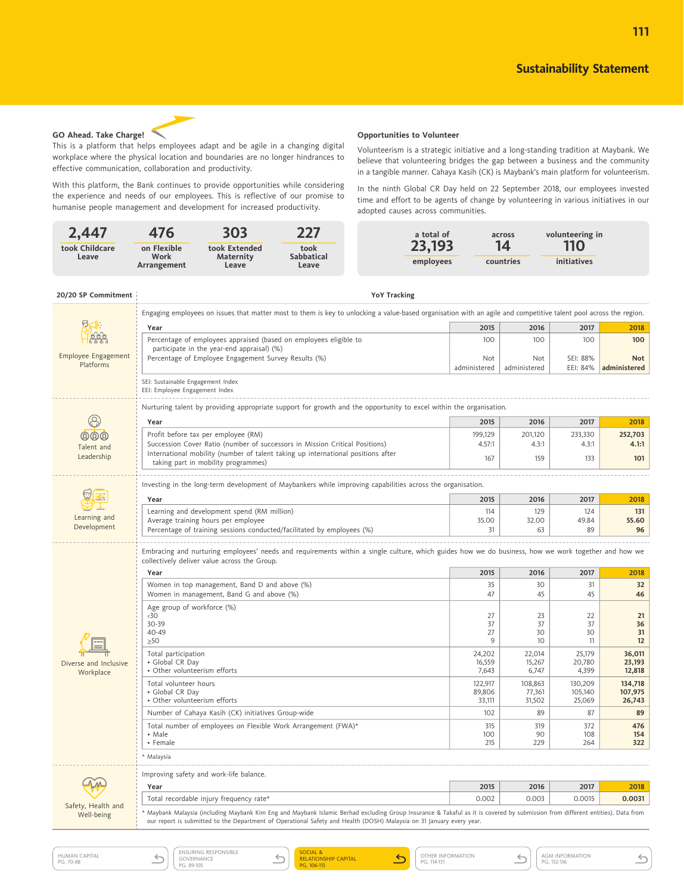## Sustainability Statement

### GO Ahead. Take Charge!

This is a platform that helps employees adapt and be agile in a changing digital workplace where the physical location and boundaries are no longer hindrances to effective communication, collaboration and productivity.

With this platform, the Bank continues to provide opportunities while considering the experience and needs of our employees. This is reflective of our promise to humanise people management and development for increased productivity.

| 2,447 | 476 | 303 | 227 |
|---|---|---|---|
| took Childcare Leave | on Flexible Work Arrangement | took Extended Maternity Leave | took Sabbatical Leave |

### Opportunities to Volunteer

Volunteerism is a strategic initiative and a long-standing tradition at Maybank. We believe that volunteering bridges the gap between a business and the community in a tangible manner. Cahaya Kasih (CK) is Maybank's main platform for volunteerism.

In the ninth Global CR Day held on 22 September 2018, our employees invested time and effort to be agents of change by volunteering in various initiatives in our adopted causes across communities.

| a total of 23,193 employees | across 14 countries | volunteering in 110 initiatives |
|---|---|---|

**20/20 SP Commitment** | **YoY Tracking**

#### Employee Engagement Platforms

Engaging employees on issues that matter most to them is key to unlocking a value-based organisation with an agile and competitive talent pool across the region.

| Year | 2015 | 2016 | 2017 | 2018 |
|---|---|---|---|---|
| Percentage of employees appraised (based on employees eligible to participate in the year-end appraisal) (%) | 100 | 100 | 100 | **100** |
| Percentage of Employee Engagement Survey Results (%) | Not administered | Not administered | SEI: 88% EEI: 84% | **Not administered** |

SEI: Sustainable Engagement Index
EEI: Employee Engagement Index

#### Talent and Leadership

Nurturing talent by providing appropriate support for growth and the opportunity to excel within the organisation.

| Year | 2015 | 2016 | 2017 | 2018 |
|---|---|---|---|---|
| Profit before tax per employee (RM) | 199,129 | 201,120 | 233,330 | **252,703** |
| Succession Cover Ratio (number of successors in Mission Critical Positions) | 4.57:1 | 4.3:1 | 4.3:1 | **4.1:1** |
| International mobility (number of talent taking up international positions after taking part in mobility programmes) | 167 | 159 | 133 | **101** |

#### Learning and Development

Investing in the long-term development of Maybankers while improving capabilities across the organisation.

| Year | 2015 | 2016 | 2017 | 2018 |
|---|---|---|---|---|
| Learning and development spend (RM million) | 114 | 129 | 124 | **131** |
| Average training hours per employee | 35.00 | 32.00 | 49.84 | **55.60** |
| Percentage of training sessions conducted/facilitated by employees (%) | 31 | 63 | 89 | **96** |

#### Diverse and Inclusive Workplace

Embracing and nurturing employees' needs and requirements within a single culture, which guides how we do business, how we work together and how we collectively deliver value across the Group.

| Year | 2015 | 2016 | 2017 | 2018 |
|---|---|---|---|---|
| Women in top management, Band D and above (%) | 35 | 30 | 31 | **32** |
| Women in management, Band G and above (%) | 47 | 45 | 45 | **46** |
| Age group of workforce (%) | | | | |
| <30 | 27 | 23 | 22 | **21** |
| 30-39 | 37 | 37 | 37 | **36** |
| 40-49 | 27 | 30 | 30 | **31** |
| ≥50 | 9 | 10 | 11 | **12** |
| Total participation | 24,202 | 22,014 | 25,179 | **36,011** |
| • Global CR Day | 16,559 | 15,267 | 20,780 | **23,193** |
| • Other volunteerism efforts | 7,643 | 6,747 | 4,399 | **12,818** |
| Total volunteer hours | 122,917 | 108,863 | 130,209 | **134,718** |
| • Global CR Day | 89,806 | 77,361 | 105,140 | **107,975** |
| • Other volunteerism efforts | 33,111 | 31,502 | 25,069 | **26,743** |
| Number of Cahaya Kasih (CK) initiatives Group-wide | 102 | 89 | 87 | **89** |
| Total number of employees on Flexible Work Arrangement (FWA)* | 315 | 319 | 372 | **476** |
| • Male | 100 | 90 | 108 | **154** |
| • Female | 215 | 229 | 264 | **322** |

\* Malaysia

#### Safety, Health and Well-being

Improving safety and work-life balance.

| Year | 2015 | 2016 | 2017 | 2018 |
|---|---|---|---|---|
| Total recordable injury frequency rate* | 0.002 | 0.003 | 0.0015 | **0.0031** |

\* Maybank Malaysia (including Maybank Kim Eng and Maybank Islamic Berhad excluding Group Insurance & Takaful as it is covered by submission from different entities). Data from our report is submitted to the Department of Operational Safety and Health (DOSH) Malaysia on 31 January every year.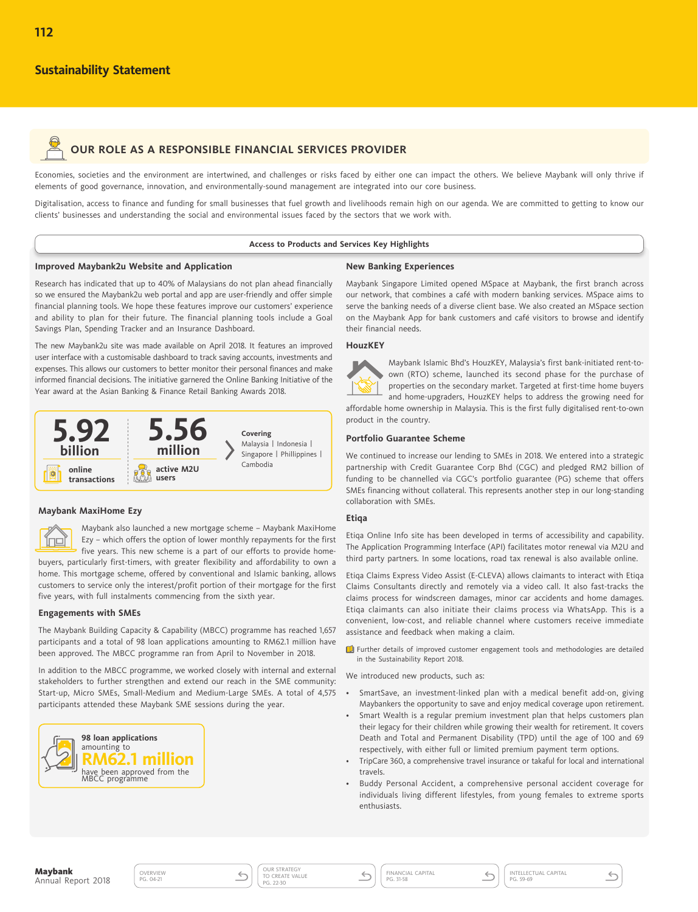## Sustainability Statement

### OUR ROLE AS A RESPONSIBLE FINANCIAL SERVICES PROVIDER

Economies, societies and the environment are intertwined, and challenges or risks faced by either one can impact the others. We believe Maybank will only thrive if elements of good governance, innovation, and environmentally-sound management are integrated into our core business.

Digitalisation, access to finance and funding for small businesses that fuel growth and livelihoods remain high on our agenda. We are committed to getting to know our clients' businesses and understanding the social and environmental issues faced by the sectors that we work with.

**Access to Products and Services Key Highlights**

#### Improved Maybank2u Website and Application

Research has indicated that up to 40% of Malaysians do not plan ahead financially so we ensured the Maybank2u web portal and app are user-friendly and offer simple financial planning tools. We hope these features improve our customers' experience and ability to plan for their future. The financial planning tools include a Goal Savings Plan, Spending Tracker and an Insurance Dashboard.

The new Maybank2u site was made available on April 2018. It features an improved user interface with a customisable dashboard to track saving accounts, investments and expenses. This allows our customers to better monitor their personal finances and make informed financial decisions. The initiative garnered the Online Banking Initiative of the Year award at the Asian Banking & Finance Retail Banking Awards 2018.

**5.92 billion** online transactions

**5.56 million** active M2U users

**Covering** Malaysia | Indonesia | Singapore | Phillippines | Cambodia

#### Maybank MaxiHome Ezy

Maybank also launched a new mortgage scheme – Maybank MaxiHome Ezy – which offers the option of lower monthly repayments for the first five years. This new scheme is a part of our efforts to provide home-buyers, particularly first-timers, with greater flexibility and affordability to own a home. This mortgage scheme, offered by conventional and Islamic banking, allows customers to service only the interest/profit portion of their mortgage for the first five years, with full instalments commencing from the sixth year.

#### Engagements with SMEs

The Maybank Building Capacity & Capability (MBCC) programme has reached 1,657 participants and a total of 98 loan applications amounting to RM62.1 million have been approved. The MBCC programme ran from April to November in 2018.

In addition to the MBCC programme, we worked closely with internal and external stakeholders to further strengthen and extend our reach in the SME community: Start-up, Micro SMEs, Small-Medium and Medium-Large SMEs. A total of 4,575 participants attended these Maybank SME sessions during the year.

**98 loan applications** amounting to **RM62.1 million** have been approved from the MBCC programme

#### New Banking Experiences

Maybank Singapore Limited opened MSpace at Maybank, the first branch across our network, that combines a café with modern banking services. MSpace aims to serve the banking needs of a diverse client base. We also created an MSpace section on the Maybank App for bank customers and café visitors to browse and identify their financial needs.

#### HouzKEY

Maybank Islamic Bhd's HouzKEY, Malaysia's first bank-initiated rent-to-own (RTO) scheme, launched its second phase for the purchase of properties on the secondary market. Targeted at first-time home buyers and home-upgraders, HouzKEY helps to address the growing need for affordable home ownership in Malaysia. This is the first fully digitalised rent-to-own product in the country.

#### Portfolio Guarantee Scheme

We continued to increase our lending to SMEs in 2018. We entered into a strategic partnership with Credit Guarantee Corp Bhd (CGC) and pledged RM2 billion of funding to be channelled via CGC's portfolio guarantee (PG) scheme that offers SMEs financing without collateral. This represents another step in our long-standing collaboration with SMEs.

#### Etiqa

Etiqa Online Info site has been developed in terms of accessibility and capability. The Application Programming Interface (API) facilitates motor renewal via M2U and third party partners. In some locations, road tax renewal is also available online.

Etiqa Claims Express Video Assist (E-CLEVA) allows claimants to interact with Etiqa Claims Consultants directly and remotely via a video call. It also fast-tracks the claims process for windscreen damages, minor car accidents and home damages. Etiqa claimants can also initiate their claims process via WhatsApp. This is a convenient, low-cost, and reliable channel where customers receive immediate assistance and feedback when making a claim.

Further details of improved customer engagement tools and methodologies are detailed in the Sustainability Report 2018.

We introduced new products, such as:

- SmartSave, an investment-linked plan with a medical benefit add-on, giving Maybankers the opportunity to save and enjoy medical coverage upon retirement.
- Smart Wealth is a regular premium investment plan that helps customers plan their legacy for their children while growing their wealth for retirement. It covers Death and Total and Permanent Disability (TPD) until the age of 100 and 69 respectively, with either full or limited premium payment term options.
- TripCare 360, a comprehensive travel insurance or takaful for local and international travels.
- Buddy Personal Accident, a comprehensive personal accident coverage for individuals living different lifestyles, from young females to extreme sports enthusiasts.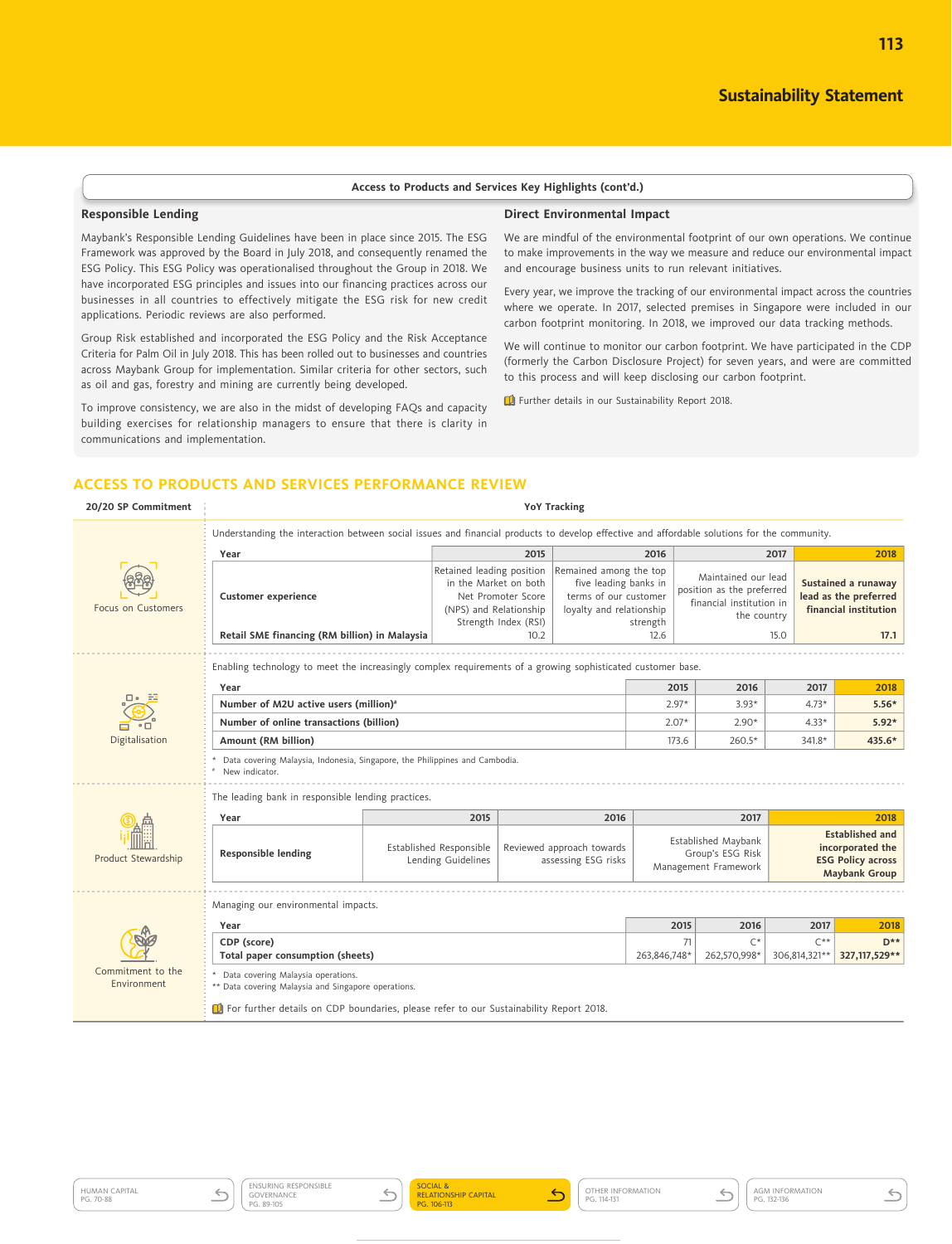## Access to Products and Services Key Highlights (cont'd.)

### Responsible Lending

Maybank's Responsible Lending Guidelines have been in place since 2015. The ESG Framework was approved by the Board in July 2018, and consequently renamed the ESG Policy. This ESG Policy was operationalised throughout the Group in 2018. We have incorporated ESG principles and issues into our financing practices across our businesses in all countries to effectively mitigate the ESG risk for new credit applications. Periodic reviews are also performed.

Group Risk established and incorporated the ESG Policy and the Risk Acceptance Criteria for Palm Oil in July 2018. This has been rolled out to businesses and countries across Maybank Group for implementation. Similar criteria for other sectors, such as oil and gas, forestry and mining are currently being developed.

To improve consistency, we are also in the midst of developing FAQs and capacity building exercises for relationship managers to ensure that there is clarity in communications and implementation.

### Direct Environmental Impact

We are mindful of the environmental footprint of our own operations. We continue to make improvements in the way we measure and reduce our environmental impact and encourage business units to run relevant initiatives.

Every year, we improve the tracking of our environmental impact across the countries where we operate. In 2017, selected premises in Singapore were included in our carbon footprint monitoring. In 2018, we improved our data tracking methods.

We will continue to monitor our carbon footprint. We have participated in the CDP (formerly the Carbon Disclosure Project) for seven years, and were are committed to this process and will keep disclosing our carbon footprint.

Further details in our Sustainability Report 2018.

## ACCESS TO PRODUCTS AND SERVICES PERFORMANCE REVIEW

**20/20 SP Commitment** | **YoY Tracking**

### Focus on Customers

Understanding the interaction between social issues and financial products to develop effective and affordable solutions for the community.

| Year | 2015 | 2016 | 2017 | 2018 |
|---|---|---|---|---|
| **Customer experience** | Retained leading position in the Market on both Net Promoter Score (NPS) and Relationship Strength Index (RSI) | Remained among the top five leading banks in terms of our customer loyalty and relationship strength | Maintained our lead position as the preferred financial institution in the country | **Sustained a runaway lead as the preferred financial institution** |
| **Retail SME financing (RM billion) in Malaysia** | 10.2 | 12.6 | 15.0 | **17.1** |

### Digitalisation

Enabling technology to meet the increasingly complex requirements of a growing sophisticated customer base.

| Year | 2015 | 2016 | 2017 | 2018 |
|---|---|---|---|---|
| **Number of M2U active users (million)#** | 2.97* | 3.93* | 4.73* | **5.56*** |
| **Number of online transactions (billion)** | 2.07* | 2.90* | 4.33* | **5.92*** |
| **Amount (RM billion)** | 173.6 | 260.5* | 341.8* | **435.6*** |

\* Data covering Malaysia, Indonesia, Singapore, the Philippines and Cambodia.
\# New indicator.

### Product Stewardship

The leading bank in responsible lending practices.

| Year | 2015 | 2016 | 2017 | 2018 |
|---|---|---|---|---|
| **Responsible lending** | Established Responsible Lending Guidelines | Reviewed approach towards assessing ESG risks | Established Maybank Group's ESG Risk Management Framework | **Established and incorporated the ESG Policy across Maybank Group** |

### Commitment to the Environment

Managing our environmental impacts.

| Year | 2015 | 2016 | 2017 | 2018 |
|---|---|---|---|---|
| **CDP (score)** | 71 | C* | C** | **D**** |
| **Total paper consumption (sheets)** | 263,846,748* | 262,570,998* | 306,814,321** | **327,117,529**** |

\* Data covering Malaysia operations.
\*\* Data covering Malaysia and Singapore operations.

For further details on CDP boundaries, please refer to our Sustainability Report 2018.